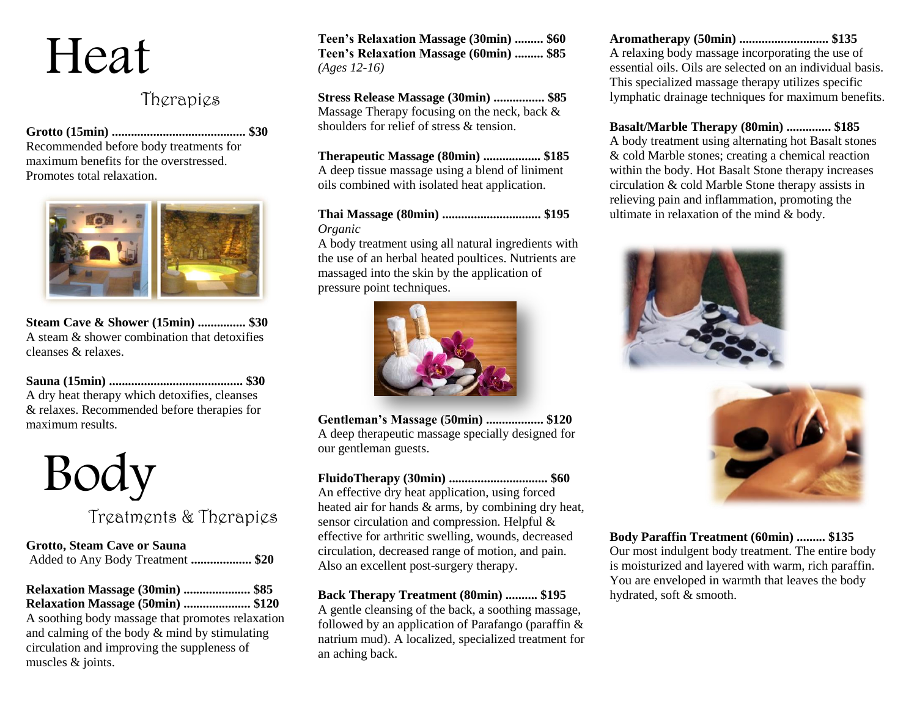# Heat

## Therapies

**Grotto (15min) .......................................... $30**
Recommended before body treatments for maximum benefits for the overstressed. Promotes total relaxation.

**Steam Cave & Shower (15min) ............... $30**
A steam & shower combination that detoxifies cleanses & relaxes.

**Sauna (15min) .......................................... $30**
A dry heat therapy which detoxifies, cleanses & relaxes. Recommended before therapies for maximum results.

# Body

## Treatments & Therapies

**Grotto, Steam Cave or Sauna**
Added to Any Body Treatment **................... $20**

**Relaxation Massage (30min) ..................... $85**
**Relaxation Massage (50min) ..................... $120**
A soothing body massage that promotes relaxation and calming of the body & mind by stimulating circulation and improving the suppleness of muscles & joints.

**Teen's Relaxation Massage (30min) ......... $60**
**Teen's Relaxation Massage (60min) ......... $85**
*(Ages 12-16)*

**Stress Release Massage (30min) ................ $85**
Massage Therapy focusing on the neck, back & shoulders for relief of stress & tension.

**Therapeutic Massage (80min) .................. $185**
A deep tissue massage using a blend of liniment oils combined with isolated heat application.

**Thai Massage (80min) ............................... $195**
*Organic*
A body treatment using all natural ingredients with the use of an herbal heated poultices. Nutrients are massaged into the skin by the application of pressure point techniques.

**Gentleman's Massage (50min) .................. $120**
A deep therapeutic massage specially designed for our gentleman guests.

**FluidoTherapy (30min) ............................... $60**
An effective dry heat application, using forced heated air for hands & arms, by combining dry heat, sensor circulation and compression. Helpful & effective for arthritic swelling, wounds, decreased circulation, decreased range of motion, and pain. Also an excellent post-surgery therapy.

**Back Therapy Treatment (80min) .......... $195**
A gentle cleansing of the back, a soothing massage, followed by an application of Parafango (paraffin & natrium mud). A localized, specialized treatment for an aching back.

**Aromatherapy (50min) ............................ $135**
A relaxing body massage incorporating the use of essential oils. Oils are selected on an individual basis. This specialized massage therapy utilizes specific lymphatic drainage techniques for maximum benefits.

**Basalt/Marble Therapy (80min) .............. $185**
A body treatment using alternating hot Basalt stones & cold Marble stones; creating a chemical reaction within the body. Hot Basalt Stone therapy increases circulation & cold Marble Stone therapy assists in relieving pain and inflammation, promoting the ultimate in relaxation of the mind & body.

**Body Paraffin Treatment (60min) ......... $135**
Our most indulgent body treatment. The entire body is moisturized and layered with warm, rich paraffin. You are enveloped in warmth that leaves the body hydrated, soft & smooth.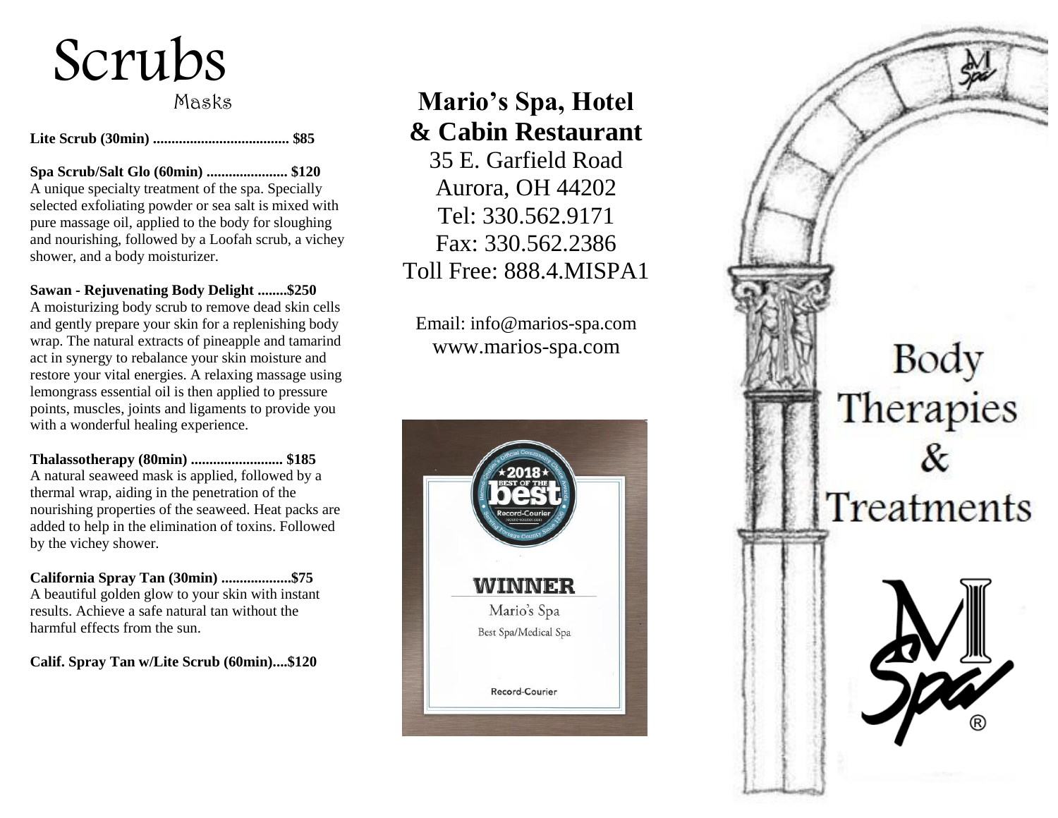# Scrubs

Masks

**Lite Scrub (30min) ..................................... $85**

**Spa Scrub/Salt Glo (60min) ...................... $120**
A unique specialty treatment of the spa. Specially selected exfoliating powder or sea salt is mixed with pure massage oil, applied to the body for sloughing and nourishing, followed by a Loofah scrub, a vichey shower, and a body moisturizer.

**Sawan - Rejuvenating Body Delight ........$250**
A moisturizing body scrub to remove dead skin cells and gently prepare your skin for a replenishing body wrap. The natural extracts of pineapple and tamarind act in synergy to rebalance your skin moisture and restore your vital energies. A relaxing massage using lemongrass essential oil is then applied to pressure points, muscles, joints and ligaments to provide you with a wonderful healing experience.

**Thalassotherapy (80min) ......................... $185**
A natural seaweed mask is applied, followed by a thermal wrap, aiding in the penetration of the nourishing properties of the seaweed. Heat packs are added to help in the elimination of toxins. Followed by the vichey shower.

**California Spray Tan (30min) ...................$75**
A beautiful golden glow to your skin with instant results. Achieve a safe natural tan without the harmful effects from the sun.

**Calif. Spray Tan w/Lite Scrub (60min)....$120**

## Mario's Spa, Hotel & Cabin Restaurant

35 E. Garfield Road
Aurora, OH 44202
Tel: 330.562.9171
Fax: 330.562.2386
Toll Free: 888.4.MISPA1

Email: info@marios-spa.com
www.marios-spa.com

★2018★ BEST OF THE best
Record-Courier

WINNER
Mario's Spa
Best Spa/Medical Spa
Record-Courier

# Body Therapies & Treatments